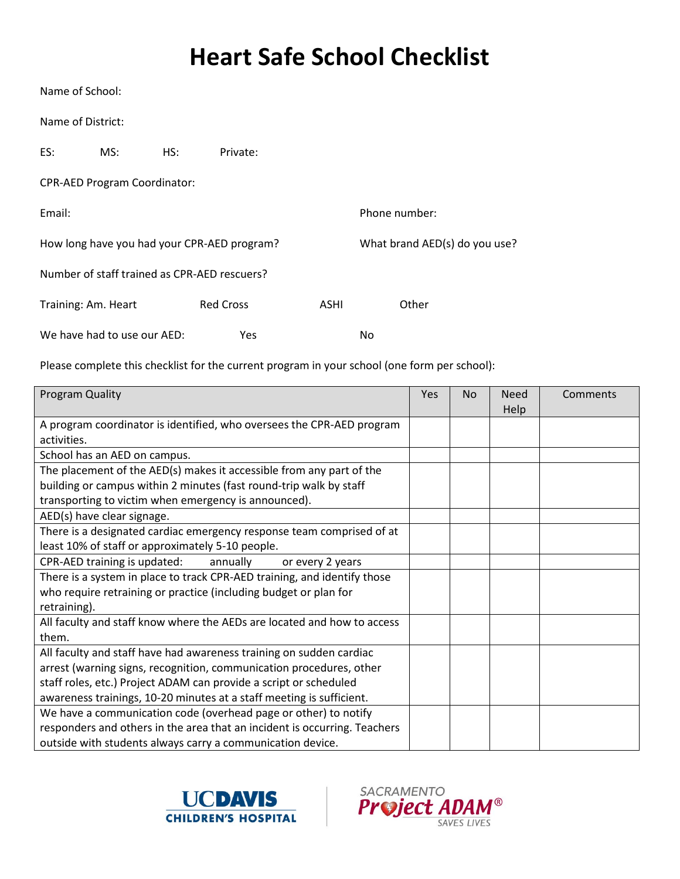# Heart Safe School Checklist

Name of School:

Name of District:

ES: MS: HS: Private:

CPR-AED Program Coordinator:

Email: Phone number:

How long have you had your CPR-AED program? What brand AED(s) do you use?

Number of staff trained as CPR-AED rescuers?

Training: Am. Heart Red Cross ASHI Other

We have had to use our AED: Yes No

Please complete this checklist for the current program in your school (one form per school):

| Program Quality | Yes | No | Need Help | Comments |
|---|---|---|---|---|
| A program coordinator is identified, who oversees the CPR-AED program activities. | | | | |
| School has an AED on campus. | | | | |
| The placement of the AED(s) makes it accessible from any part of the building or campus within 2 minutes (fast round-trip walk by staff transporting to victim when emergency is announced). | | | | |
| AED(s) have clear signage. | | | | |
| There is a designated cardiac emergency response team comprised of at least 10% of staff or approximately 5-10 people. | | | | |
| CPR-AED training is updated: annually or every 2 years | | | | |
| There is a system in place to track CPR-AED training, and identify those who require retraining or practice (including budget or plan for retraining). | | | | |
| All faculty and staff know where the AEDs are located and how to access them. | | | | |
| All faculty and staff have had awareness training on sudden cardiac arrest (warning signs, recognition, communication procedures, other staff roles, etc.) Project ADAM can provide a script or scheduled awareness trainings, 10-20 minutes at a staff meeting is sufficient. | | | | |
| We have a communication code (overhead page or other) to notify responders and others in the area that an incident is occurring. Teachers outside with students always carry a communication device. | | | | |

UC DAVIS CHILDREN'S HOSPITAL | SACRAMENTO Project ADAM® SAVES LIVES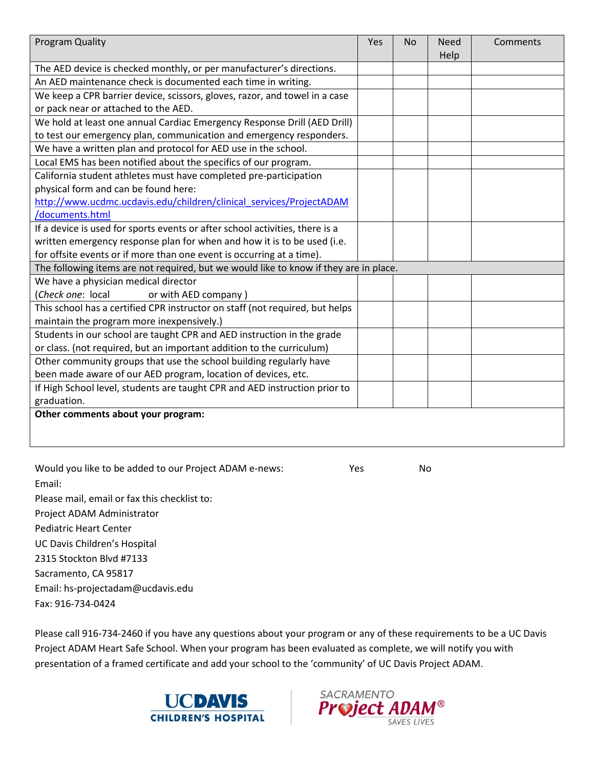| Program Quality | Yes | No | Need Help | Comments |
|---|---|---|---|---|
| The AED device is checked monthly, or per manufacturer's directions. | | | | |
| An AED maintenance check is documented each time in writing. | | | | |
| We keep a CPR barrier device, scissors, gloves, razor, and towel in a case or pack near or attached to the AED. | | | | |
| We hold at least one annual Cardiac Emergency Response Drill (AED Drill) to test our emergency plan, communication and emergency responders. | | | | |
| We have a written plan and protocol for AED use in the school. | | | | |
| Local EMS has been notified about the specifics of our program. | | | | |
| California student athletes must have completed pre-participation physical form and can be found here: http://www.ucdmc.ucdavis.edu/children/clinical_services/ProjectADAM/documents.html | | | | |
| If a device is used for sports events or after school activities, there is a written emergency response plan for when and how it is to be used (i.e. for offsite events or if more than one event is occurring at a time). | | | | |
| The following items are not required, but we would like to know if they are in place. | | | | |
| We have a physician medical director (*Check one*: local or with AED company ) | | | | |
| This school has a certified CPR instructor on staff (not required, but helps maintain the program more inexpensively.) | | | | |
| Students in our school are taught CPR and AED instruction in the grade or class. (not required, but an important addition to the curriculum) | | | | |
| Other community groups that use the school building regularly have been made aware of our AED program, location of devices, etc. | | | | |
| If High School level, students are taught CPR and AED instruction prior to graduation. | | | | |
| **Other comments about your program:** | | | | |

Would you like to be added to our Project ADAM e-news: Yes No

Email:

Please mail, email or fax this checklist to:

Project ADAM Administrator
Pediatric Heart Center
UC Davis Children's Hospital
2315 Stockton Blvd #7133
Sacramento, CA 95817
Email: hs-projectadam@ucdavis.edu
Fax: 916-734-0424

Please call 916-734-2460 if you have any questions about your program or any of these requirements to be a UC Davis Project ADAM Heart Safe School. When your program has been evaluated as complete, we will notify you with presentation of a framed certificate and add your school to the 'community' of UC Davis Project ADAM.

UC DAVIS CHILDREN'S HOSPITAL

SACRAMENTO Project ADAM® SAVES LIVES